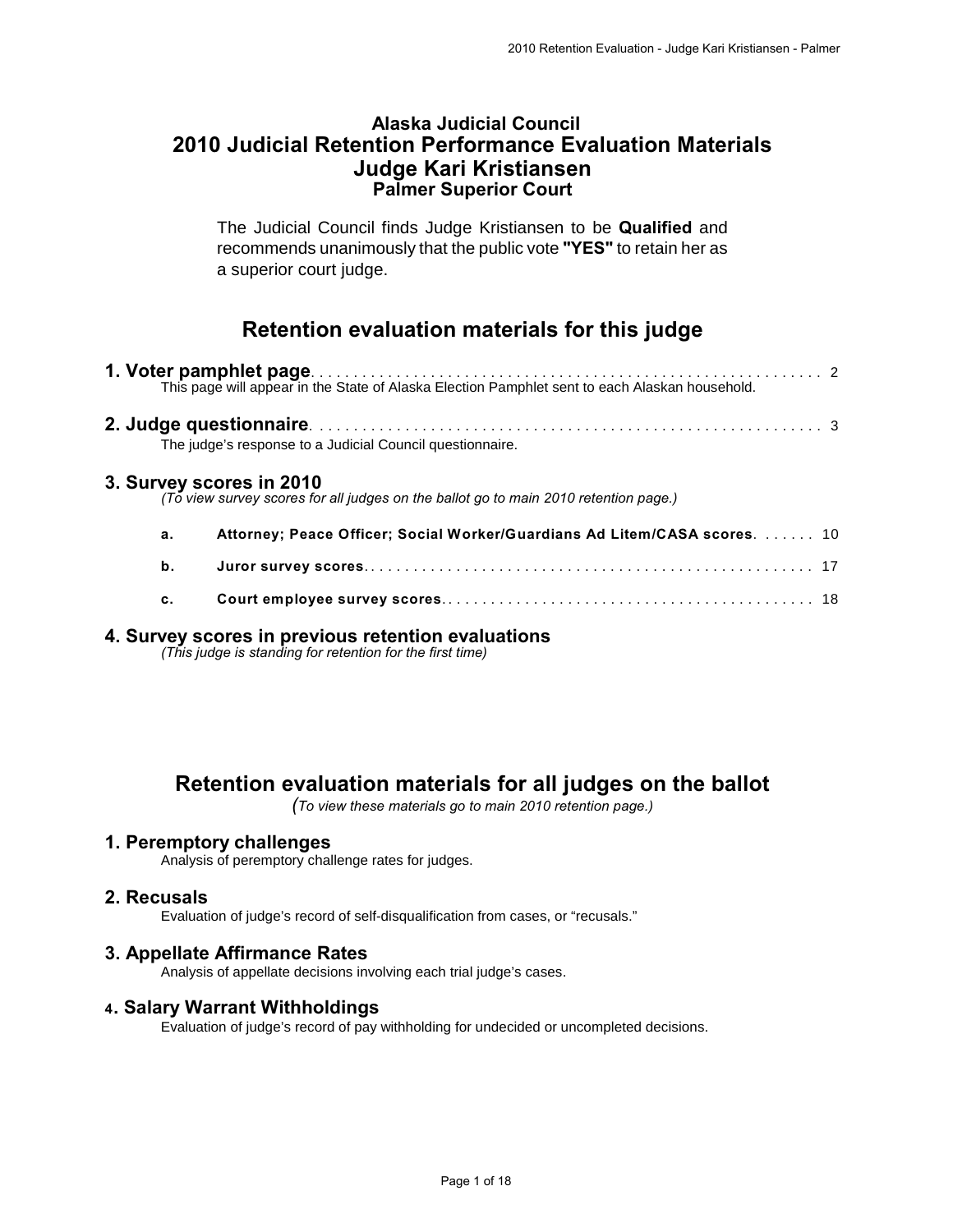# Alaska Judicial Council
# 2010 Judicial Retention Performance Evaluation Materials
# Judge Kari Kristiansen
## Palmer Superior Court

The Judicial Council finds Judge Kristiansen to be **Qualified** and recommends unanimously that the public vote **"YES"** to retain her as a superior court judge.

## Retention evaluation materials for this judge

**1. Voter pamphlet page**. . . . . . . . . . . . . . . . . . . . . . . . . . . . . . . . . . . . . . . . . . . . . . . . . . . . . . . . . . 2
This page will appear in the State of Alaska Election Pamphlet sent to each Alaskan household.

**2. Judge questionnaire**. . . . . . . . . . . . . . . . . . . . . . . . . . . . . . . . . . . . . . . . . . . . . . . . . . . . . . . . . 3
The judge's response to a Judicial Council questionnaire.

**3. Survey scores in 2010**
*(To view survey scores for all judges on the ballot go to main 2010 retention page.)*

- **a. Attorney; Peace Officer; Social Worker/Guardians Ad Litem/CASA scores**. . . . . . 10
- **b. Juror survey scores**. . . . . . . . . . . . . . . . . . . . . . . . . . . . . . . . . . . . . . . . . . . . . . . . . . . 17
- **c. Court employee survey scores**. . . . . . . . . . . . . . . . . . . . . . . . . . . . . . . . . . . . . . . . . . . 18

**4. Survey scores in previous retention evaluations**
*(This judge is standing for retention for the first time)*

## Retention evaluation materials for all judges on the ballot

*(To view these materials go to main 2010 retention page.)*

**1. Peremptory challenges**
Analysis of peremptory challenge rates for judges.

**2. Recusals**
Evaluation of judge's record of self-disqualification from cases, or "recusals."

**3. Appellate Affirmance Rates**
Analysis of appellate decisions involving each trial judge's cases.

**4. Salary Warrant Withholdings**
Evaluation of judge's record of pay withholding for undecided or uncompleted decisions.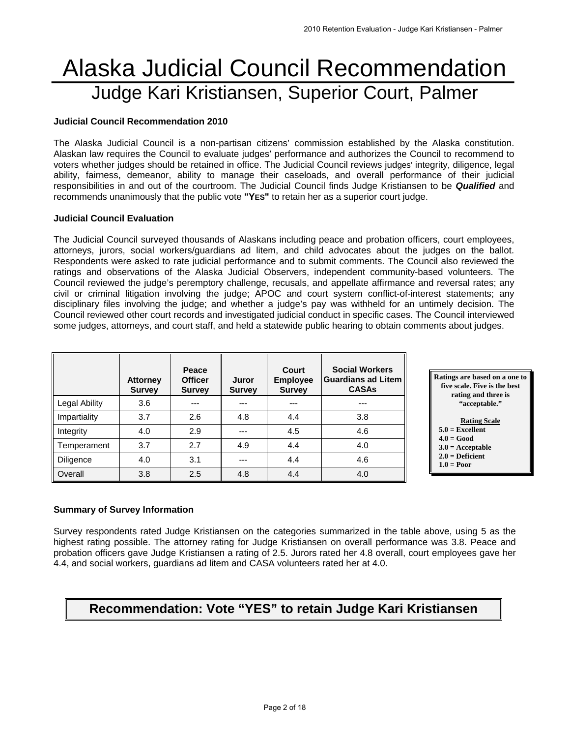# Alaska Judicial Council Recommendation

## Judge Kari Kristiansen, Superior Court, Palmer

**Judicial Council Recommendation 2010**

The Alaska Judicial Council is a non-partisan citizens' commission established by the Alaska constitution. Alaskan law requires the Council to evaluate judges' performance and authorizes the Council to recommend to voters whether judges should be retained in office. The Judicial Council reviews judges' integrity, diligence, legal ability, fairness, demeanor, ability to manage their caseloads, and overall performance of their judicial responsibilities in and out of the courtroom. The Judicial Council finds Judge Kristiansen to be ***Qualified*** and recommends unanimously that the public vote **"YES"** to retain her as a superior court judge.

**Judicial Council Evaluation**

The Judicial Council surveyed thousands of Alaskans including peace and probation officers, court employees, attorneys, jurors, social workers/guardians ad litem, and child advocates about the judges on the ballot. Respondents were asked to rate judicial performance and to submit comments. The Council also reviewed the ratings and observations of the Alaska Judicial Observers, independent community-based volunteers. The Council reviewed the judge's peremptory challenge, recusals, and appellate affirmance and reversal rates; any civil or criminal litigation involving the judge; APOC and court system conflict-of-interest statements; any disciplinary files involving the judge; and whether a judge's pay was withheld for an untimely decision. The Council reviewed other court records and investigated judicial conduct in specific cases. The Council interviewed some judges, attorneys, and court staff, and held a statewide public hearing to obtain comments about judges.

| | Attorney Survey | Peace Officer Survey | Juror Survey | Court Employee Survey | Social Workers Guardians ad Litem CASAs |
|---|---|---|---|---|---|
| Legal Ability | 3.6 | --- | --- | --- | --- |
| Impartiality | 3.7 | 2.6 | 4.8 | 4.4 | 3.8 |
| Integrity | 4.0 | 2.9 | --- | 4.5 | 4.6 |
| Temperament | 3.7 | 2.7 | 4.9 | 4.4 | 4.0 |
| Diligence | 4.0 | 3.1 | --- | 4.4 | 4.6 |
| Overall | 3.8 | 2.5 | 4.8 | 4.4 | 4.0 |

**Ratings are based on a one to five scale. Five is the best rating and three is "acceptable."**

**Rating Scale**
- **5.0 = Excellent**
- **4.0 = Good**
- **3.0 = Acceptable**
- **2.0 = Deficient**
- **1.0 = Poor**

**Summary of Survey Information**

Survey respondents rated Judge Kristiansen on the categories summarized in the table above, using 5 as the highest rating possible. The attorney rating for Judge Kristiansen on overall performance was 3.8. Peace and probation officers gave Judge Kristiansen a rating of 2.5. Jurors rated her 4.8 overall, court employees gave her 4.4, and social workers, guardians ad litem and CASA volunteers rated her at 4.0.

**Recommendation: Vote "YES" to retain Judge Kari Kristiansen**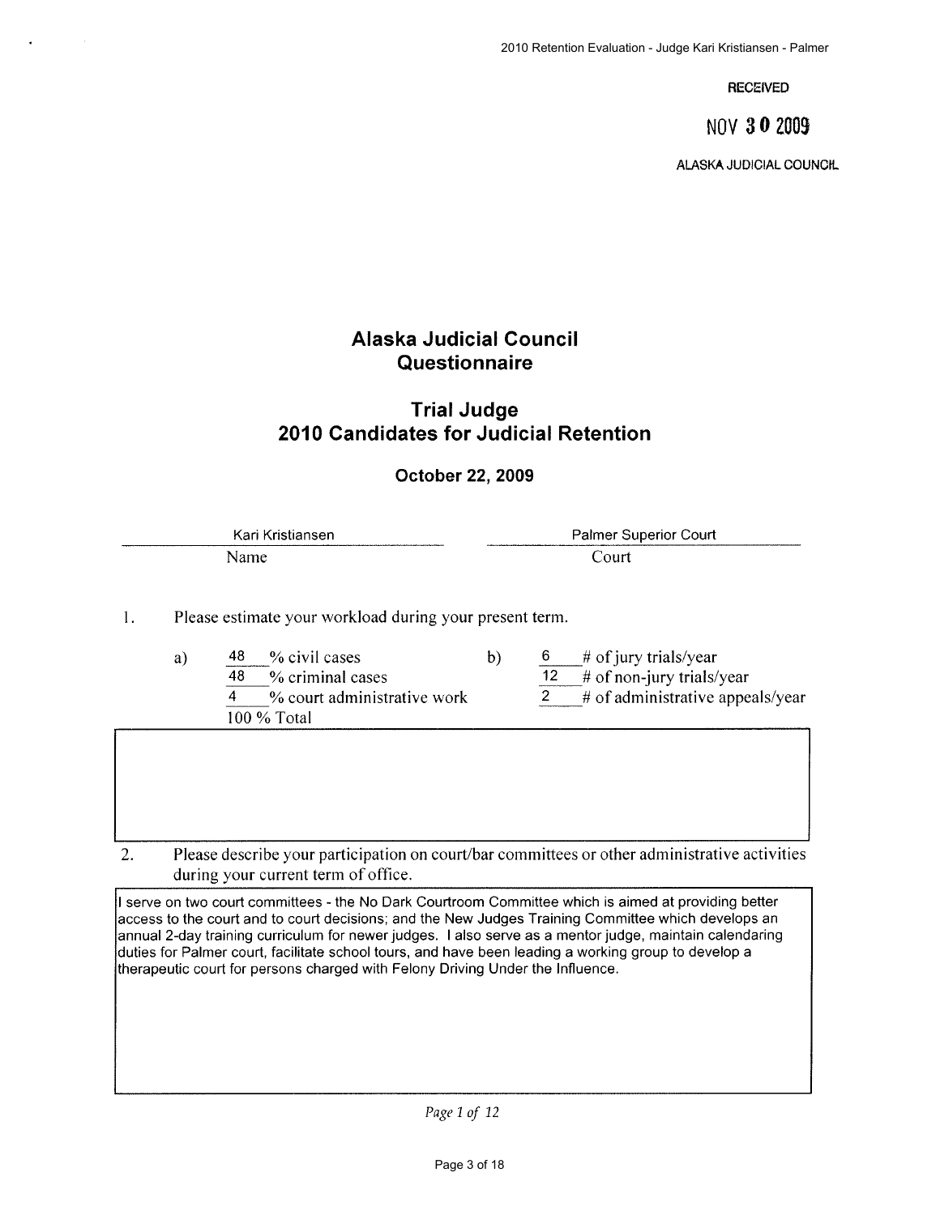RECEIVED

NOV 30 2009

ALASKA JUDICIAL COUNCIL

# Alaska Judicial Council Questionnaire

## Trial Judge 2010 Candidates for Judicial Retention

### October 22, 2009

| Kari Kristiansen | Palmer Superior Court |
|---|---|
| Name | Court |

1. Please estimate your workload during your present term.

| a) | | b) | |
|---|---|---|---|
| 48 | % civil cases | 6 | # of jury trials/year |
| 48 | % criminal cases | 12 | # of non-jury trials/year |
| 4 | % court administrative work | 2 | # of administrative appeals/year |
| 100 | % Total | | |

2. Please describe your participation on court/bar committees or other administrative activities during your current term of office.

I serve on two court committees - the No Dark Courtroom Committee which is aimed at providing better access to the court and to court decisions; and the New Judges Training Committee which develops an annual 2-day training curriculum for newer judges. I also serve as a mentor judge, maintain calendaring duties for Palmer court, facilitate school tours, and have been leading a working group to develop a therapeutic court for persons charged with Felony Driving Under the Influence.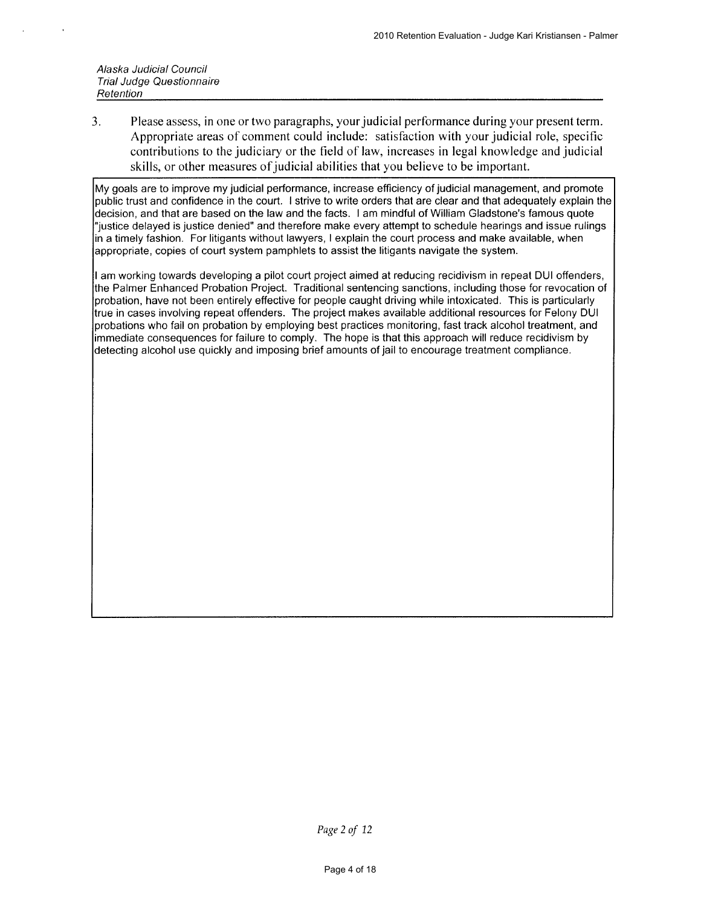*Alaska Judicial Council*
*Trial Judge Questionnaire*
*Retention*

3. Please assess, in one or two paragraphs, your judicial performance during your present term. Appropriate areas of comment could include: satisfaction with your judicial role, specific contributions to the judiciary or the field of law, increases in legal knowledge and judicial skills, or other measures of judicial abilities that you believe to be important.

My goals are to improve my judicial performance, increase efficiency of judicial management, and promote public trust and confidence in the court. I strive to write orders that are clear and that adequately explain the decision, and that are based on the law and the facts. I am mindful of William Gladstone's famous quote "justice delayed is justice denied" and therefore make every attempt to schedule hearings and issue rulings in a timely fashion. For litigants without lawyers, I explain the court process and make available, when appropriate, copies of court system pamphlets to assist the litigants navigate the system.

I am working towards developing a pilot court project aimed at reducing recidivism in repeat DUI offenders, the Palmer Enhanced Probation Project. Traditional sentencing sanctions, including those for revocation of probation, have not been entirely effective for people caught driving while intoxicated. This is particularly true in cases involving repeat offenders. The project makes available additional resources for Felony DUI probations who fail on probation by employing best practices monitoring, fast track alcohol treatment, and immediate consequences for failure to comply. The hope is that this approach will reduce recidivism by detecting alcohol use quickly and imposing brief amounts of jail to encourage treatment compliance.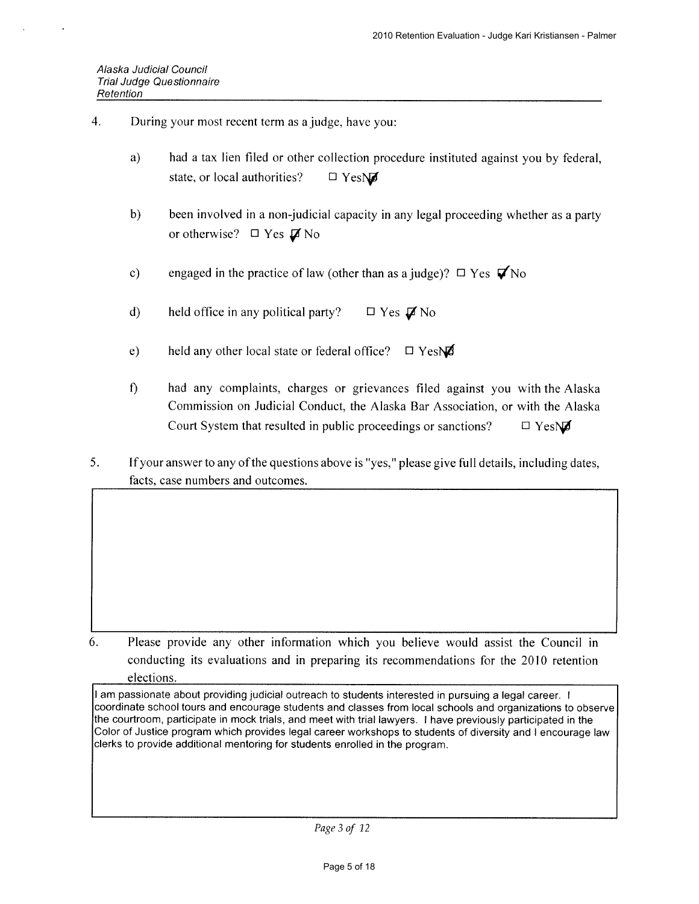*Alaska Judicial Council*
*Trial Judge Questionnaire*
*Retention*

4. During your most recent term as a judge, have you:

   a) had a tax lien filed or other collection procedure instituted against you by federal, state, or local authorities? ☐ Yes ☑ No

   b) been involved in a non-judicial capacity in any legal proceeding whether as a party or otherwise? ☐ Yes ☑ No

   c) engaged in the practice of law (other than as a judge)? ☐ Yes ☑ No

   d) held office in any political party? ☐ Yes ☑ No

   e) held any other local state or federal office? ☐ Yes ☑ No

   f) had any complaints, charges or grievances filed against you with the Alaska Commission on Judicial Conduct, the Alaska Bar Association, or with the Alaska Court System that resulted in public proceedings or sanctions? ☐ Yes ☑ No

5. If your answer to any of the questions above is "yes," please give full details, including dates, facts, case numbers and outcomes.

6. Please provide any other information which you believe would assist the Council in conducting its evaluations and in preparing its recommendations for the 2010 retention elections.

I am passionate about providing judicial outreach to students interested in pursuing a legal career. I coordinate school tours and encourage students and classes from local schools and organizations to observe the courtroom, participate in mock trials, and meet with trial lawyers. I have previously participated in the Color of Justice program which provides legal career workshops to students of diversity and I encourage law clerks to provide additional mentoring for students enrolled in the program.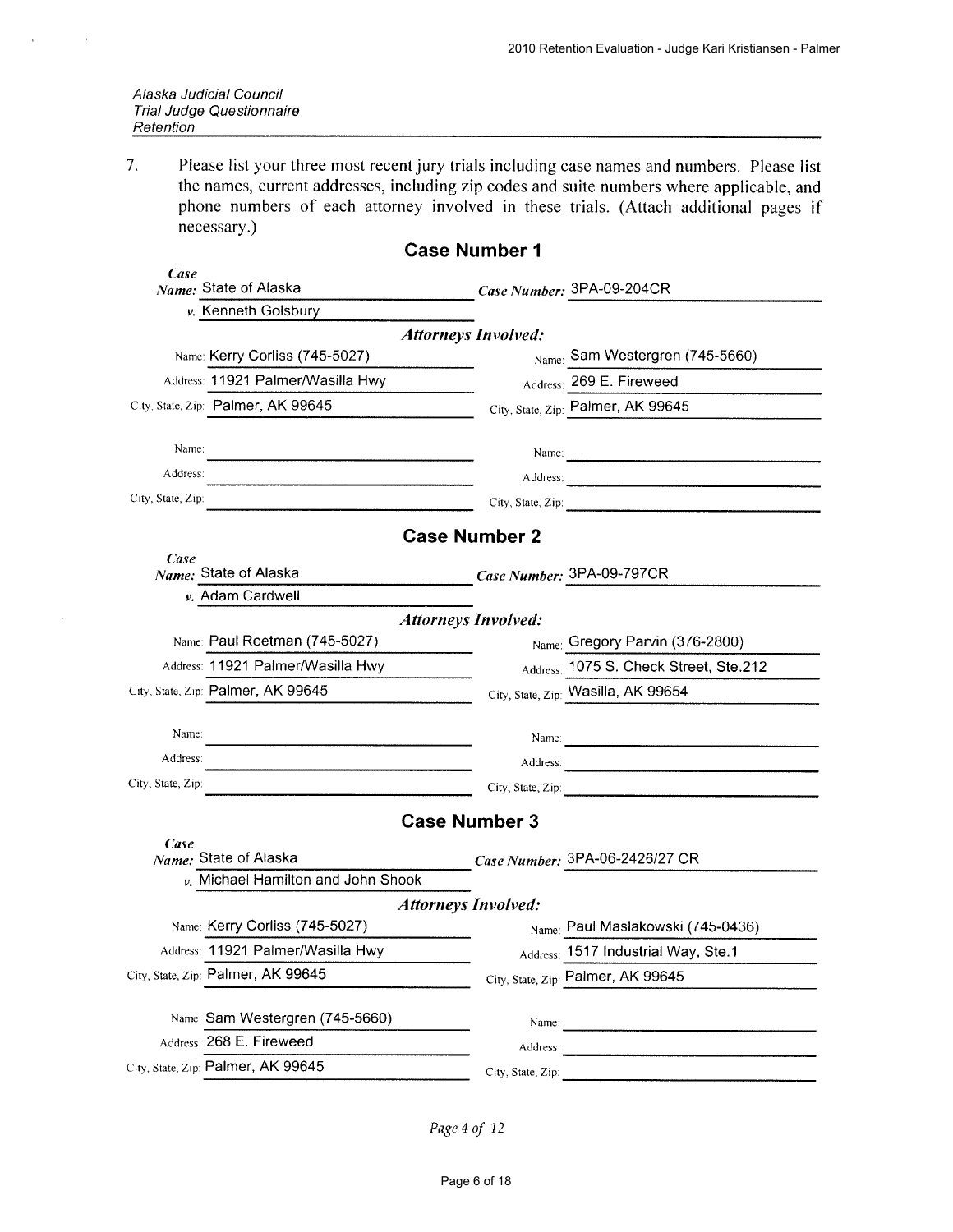*Alaska Judicial Council*
*Trial Judge Questionnaire*
*Retention*

7. Please list your three most recent jury trials including case names and numbers. Please list the names, current addresses, including zip codes and suite numbers where applicable, and phone numbers of each attorney involved in these trials. (Attach additional pages if necessary.)

## Case Number 1

***Case Name:*** State of Alaska
*v.* Kenneth Golsbury

***Case Number:*** 3PA-09-204CR

***Attorneys Involved:***

| | |
|---|---|
| Name: Kerry Corliss (745-5027) | Name: Sam Westergren (745-5660) |
| Address: 11921 Palmer/Wasilla Hwy | Address: 269 E. Fireweed |
| City, State, Zip: Palmer, AK 99645 | City, State, Zip: Palmer, AK 99645 |
| Name: | Name: |
| Address: | Address: |
| City, State, Zip: | City, State, Zip: |

## Case Number 2

***Case Name:*** State of Alaska
*v.* Adam Cardwell

***Case Number:*** 3PA-09-797CR

***Attorneys Involved:***

| | |
|---|---|
| Name: Paul Roetman (745-5027) | Name: Gregory Parvin (376-2800) |
| Address: 11921 Palmer/Wasilla Hwy | Address: 1075 S. Check Street, Ste.212 |
| City, State, Zip: Palmer, AK 99645 | City, State, Zip: Wasilla, AK 99654 |
| Name: | Name: |
| Address: | Address: |
| City, State, Zip: | City, State, Zip: |

## Case Number 3

***Case Name:*** State of Alaska
*v.* Michael Hamilton and John Shook

***Case Number:*** 3PA-06-2426/27 CR

***Attorneys Involved:***

| | |
|---|---|
| Name: Kerry Corliss (745-5027) | Name: Paul Maslakowski (745-0436) |
| Address: 11921 Palmer/Wasilla Hwy | Address: 1517 Industrial Way, Ste.1 |
| City, State, Zip: Palmer, AK 99645 | City, State, Zip: Palmer, AK 99645 |
| Name: Sam Westergren (745-5660) | Name: |
| Address: 268 E. Fireweed | Address: |
| City, State, Zip: Palmer, AK 99645 | City, State, Zip: |

*Page 4 of 12*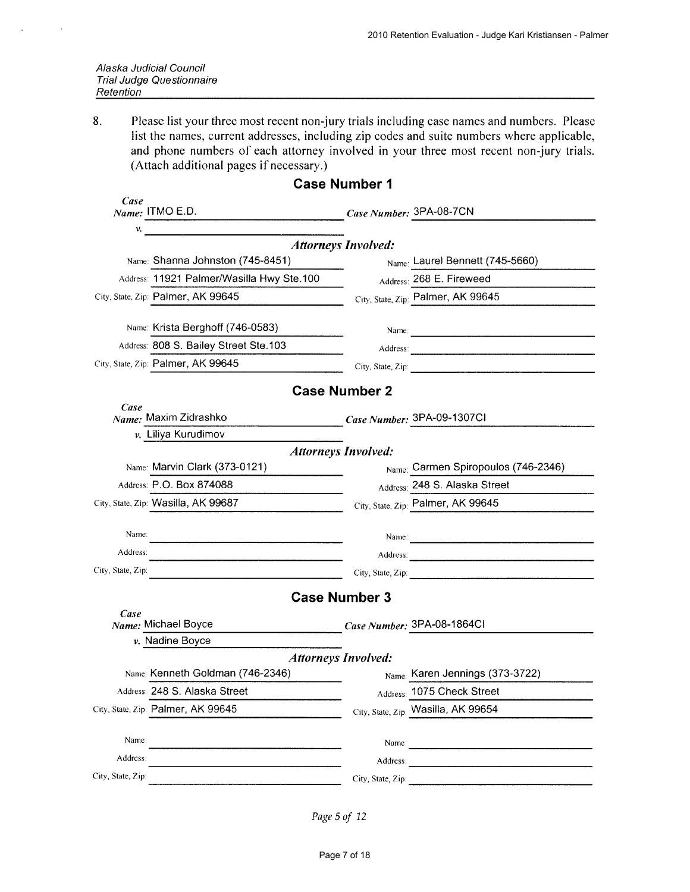*Alaska Judicial Council*
*Trial Judge Questionnaire*
*Retention*

8. Please list your three most recent non-jury trials including case names and numbers. Please list the names, current addresses, including zip codes and suite numbers where applicable, and phone numbers of each attorney involved in your three most recent non-jury trials. (Attach additional pages if necessary.)

## Case Number 1

***Case Name:*** ITMO E.D.

***v.***

***Case Number:*** 3PA-08-7CN

***Attorneys Involved:***

| | |
|---|---|
| Name: Shanna Johnston (745-8451) | Name: Laurel Bennett (745-5660) |
| Address: 11921 Palmer/Wasilla Hwy Ste.100 | Address: 268 E. Fireweed |
| City, State, Zip: Palmer, AK 99645 | City, State, Zip: Palmer, AK 99645 |
| Name: Krista Berghoff (746-0583) | Name: |
| Address: 808 S. Bailey Street Ste.103 | Address: |
| City, State, Zip: Palmer, AK 99645 | City, State, Zip: |

## Case Number 2

***Case Name:*** Maxim Zidrashko

***v.*** Liliya Kurudimov

***Case Number:*** 3PA-09-1307CI

***Attorneys Involved:***

| | |
|---|---|
| Name: Marvin Clark (373-0121) | Name: Carmen Spiropoulos (746-2346) |
| Address: P.O. Box 874088 | Address: 248 S. Alaska Street |
| City, State, Zip: Wasilla, AK 99687 | City, State, Zip: Palmer, AK 99645 |
| Name: | Name: |
| Address: | Address: |
| City, State, Zip: | City, State, Zip: |

## Case Number 3

***Case Name:*** Michael Boyce

***v.*** Nadine Boyce

***Case Number:*** 3PA-08-1864CI

***Attorneys Involved:***

| | |
|---|---|
| Name: Kenneth Goldman (746-2346) | Name: Karen Jennings (373-3722) |
| Address: 248 S. Alaska Street | Address: 1075 Check Street |
| City, State, Zip: Palmer, AK 99645 | City, State, Zip: Wasilla, AK 99654 |
| Name: | Name: |
| Address: | Address: |
| City, State, Zip: | City, State, Zip: |

*Page 5 of 12*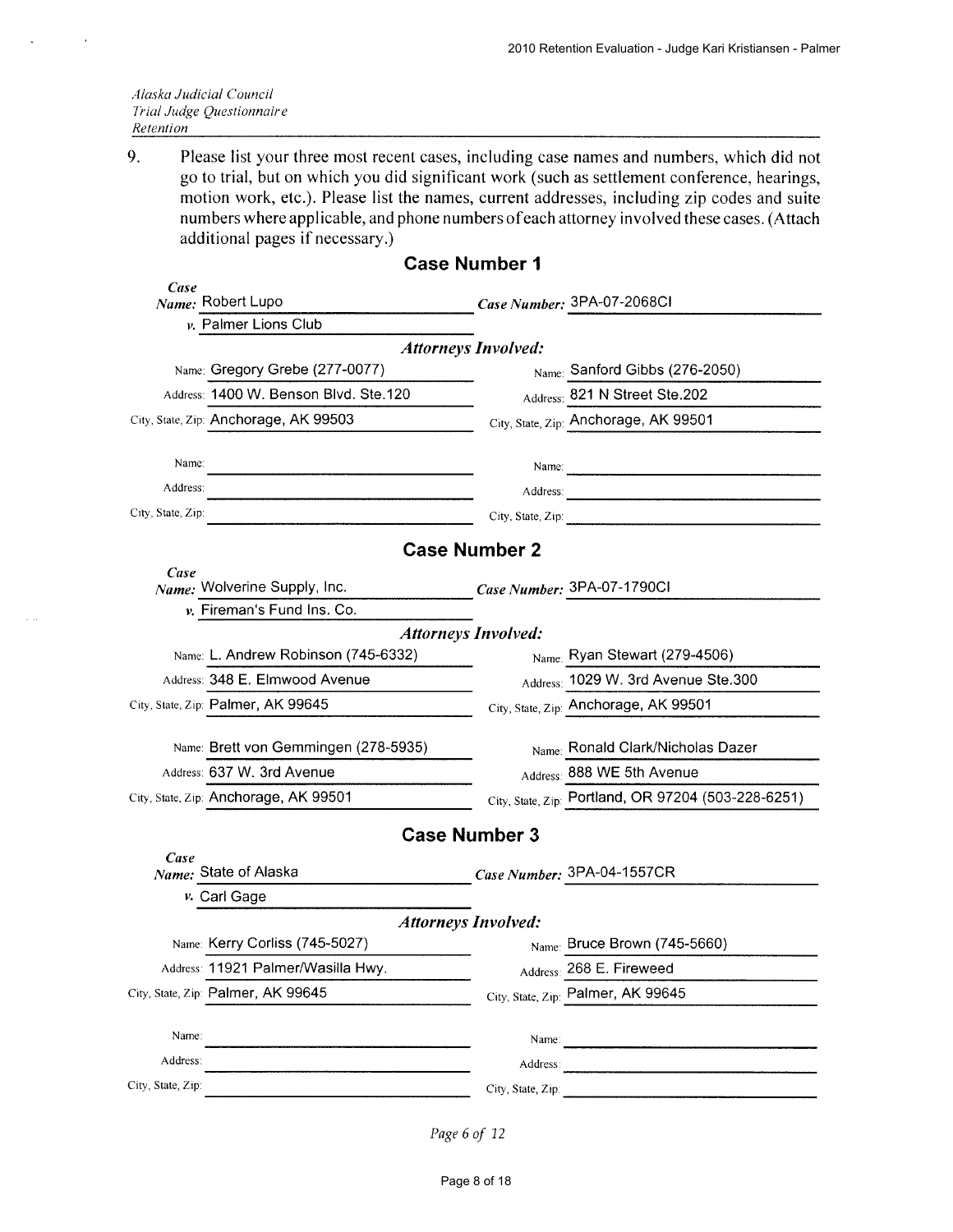*Alaska Judicial Council*
*Trial Judge Questionnaire*
*Retention*

9. Please list your three most recent cases, including case names and numbers, which did not go to trial, but on which you did significant work (such as settlement conference, hearings, motion work, etc.). Please list the names, current addresses, including zip codes and suite numbers where applicable, and phone numbers of each attorney involved these cases. (Attach additional pages if necessary.)

## Case Number 1

***Case Name:*** Robert Lupo *v.* Palmer Lions Club

***Case Number:*** 3PA-07-2068CI

***Attorneys Involved:***

| | |
|---|---|
| Name: Gregory Grebe (277-0077) | Name: Sanford Gibbs (276-2050) |
| Address: 1400 W. Benson Blvd. Ste.120 | Address: 821 N Street Ste.202 |
| City, State, Zip: Anchorage, AK 99503 | City, State, Zip: Anchorage, AK 99501 |
| Name: | Name: |
| Address: | Address: |
| City, State, Zip: | City, State, Zip: |

## Case Number 2

***Case Name:*** Wolverine Supply, Inc. *v.* Fireman's Fund Ins. Co.

***Case Number:*** 3PA-07-1790CI

***Attorneys Involved:***

| | |
|---|---|
| Name: L. Andrew Robinson (745-6332) | Name: Ryan Stewart (279-4506) |
| Address: 348 E. Elmwood Avenue | Address: 1029 W. 3rd Avenue Ste.300 |
| City, State, Zip: Palmer, AK 99645 | City, State, Zip: Anchorage, AK 99501 |
| Name: Brett von Gemmingen (278-5935) | Name: Ronald Clark/Nicholas Dazer |
| Address: 637 W. 3rd Avenue | Address: 888 WE 5th Avenue |
| City, State, Zip: Anchorage, AK 99501 | City, State, Zip: Portland, OR 97204 (503-228-6251) |

## Case Number 3

***Case Name:*** State of Alaska *v.* Carl Gage

***Case Number:*** 3PA-04-1557CR

***Attorneys Involved:***

| | |
|---|---|
| Name: Kerry Corliss (745-5027) | Name: Bruce Brown (745-5660) |
| Address: 11921 Palmer/Wasilla Hwy. | Address: 268 E. Fireweed |
| City, State, Zip: Palmer, AK 99645 | City, State, Zip: Palmer, AK 99645 |
| Name: | Name: |
| Address: | Address: |
| City, State, Zip: | City, State, Zip: |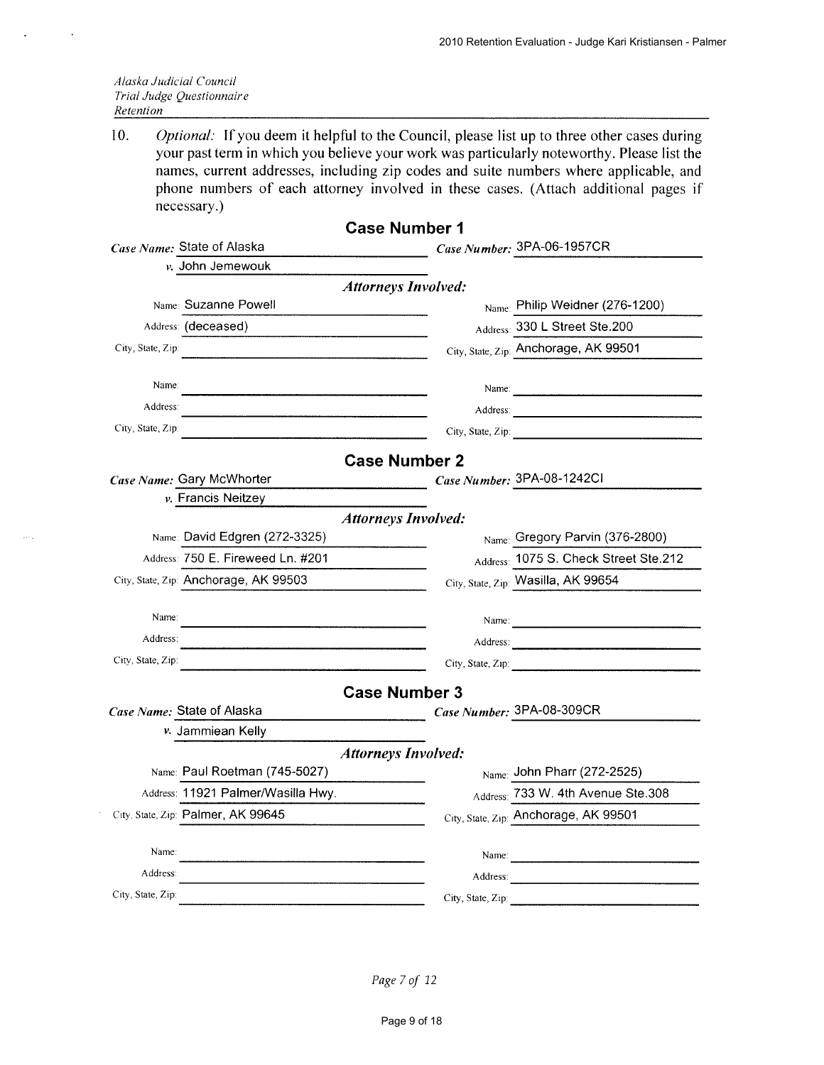*Alaska Judicial Council*
*Trial Judge Questionnaire*
*Retention*

10. *Optional:* If you deem it helpful to the Council, please list up to three other cases during your past term in which you believe your work was particularly noteworthy. Please list the names, current addresses, including zip codes and suite numbers where applicable, and phone numbers of each attorney involved in these cases. (Attach additional pages if necessary.)

## Case Number 1

*Case Name:* State of Alaska
*v.* John Jemewouk

*Case Number:* 3PA-06-1957CR

***Attorneys Involved:***

| | |
|---|---|
| Name: Suzanne Powell | Name: Philip Weidner (276-1200) |
| Address: (deceased) | Address: 330 L Street Ste.200 |
| City, State, Zip: | City, State, Zip: Anchorage, AK 99501 |
| Name: | Name: |
| Address: | Address: |
| City, State, Zip: | City, State, Zip: |

## Case Number 2

*Case Name:* Gary McWhorter
*v.* Francis Neitzey

*Case Number:* 3PA-08-1242CI

***Attorneys Involved:***

| | |
|---|---|
| Name: David Edgren (272-3325) | Name: Gregory Parvin (376-2800) |
| Address: 750 E. Fireweed Ln. #201 | Address: 1075 S. Check Street Ste.212 |
| City, State, Zip: Anchorage, AK 99503 | City, State, Zip: Wasilla, AK 99654 |
| Name: | Name: |
| Address: | Address: |
| City, State, Zip: | City, State, Zip: |

## Case Number 3

*Case Name:* State of Alaska
*v.* Jammiean Kelly

*Case Number:* 3PA-08-309CR

***Attorneys Involved:***

| | |
|---|---|
| Name: Paul Roetman (745-5027) | Name: John Pharr (272-2525) |
| Address: 11921 Palmer/Wasilla Hwy. | Address: 733 W. 4th Avenue Ste.308 |
| City, State, Zip: Palmer, AK 99645 | City, State, Zip: Anchorage, AK 99501 |
| Name: | Name: |
| Address: | Address: |
| City, State, Zip: | City, State, Zip: |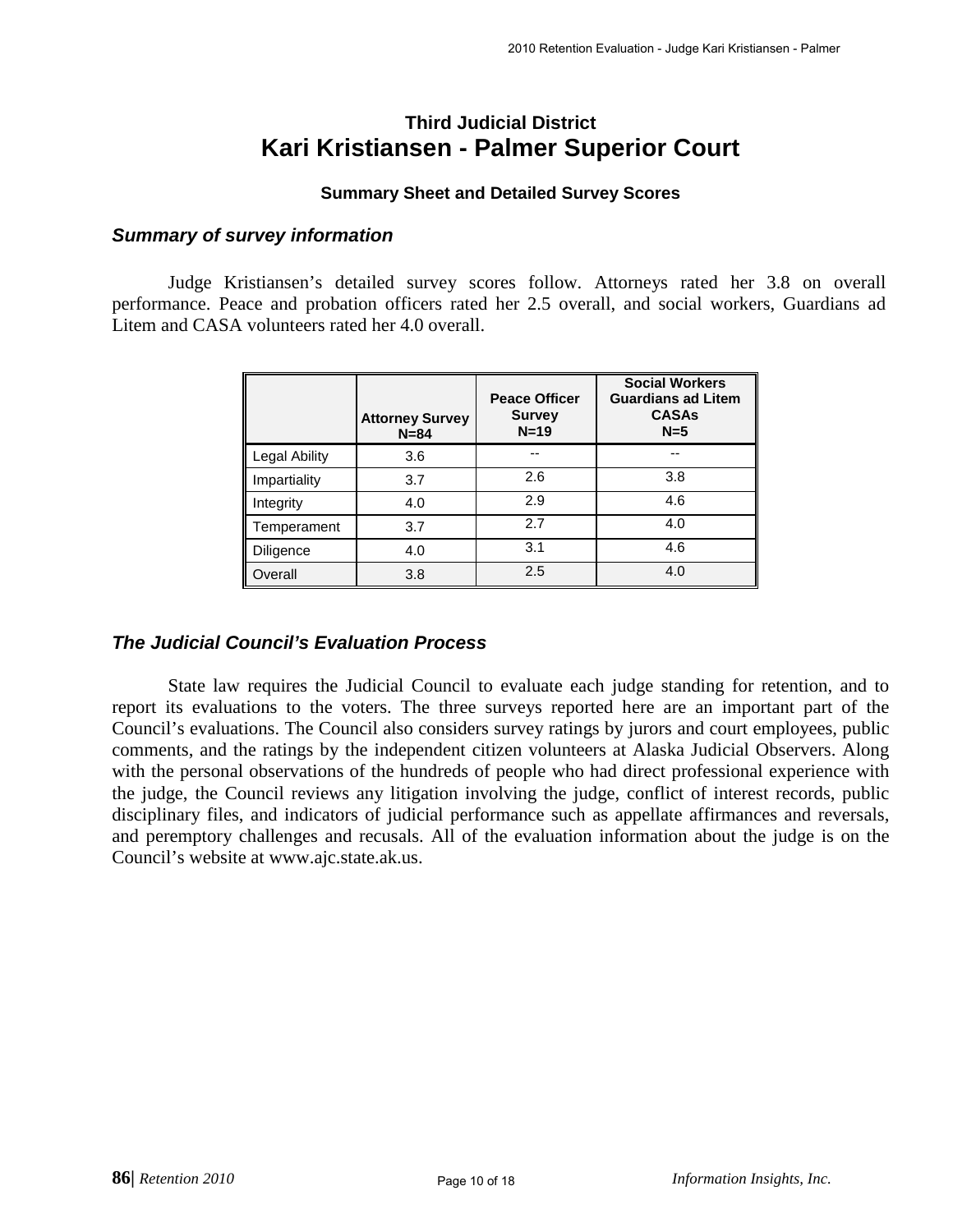## Third Judicial District
# Kari Kristiansen - Palmer Superior Court

**Summary Sheet and Detailed Survey Scores**

### *Summary of survey information*

Judge Kristiansen's detailed survey scores follow. Attorneys rated her 3.8 on overall performance. Peace and probation officers rated her 2.5 overall, and social workers, Guardians ad Litem and CASA volunteers rated her 4.0 overall.

| | Attorney Survey N=84 | Peace Officer Survey N=19 | Social Workers Guardians ad Litem CASAs N=5 |
|---|---|---|---|
| Legal Ability | 3.6 | -- | -- |
| Impartiality | 3.7 | 2.6 | 3.8 |
| Integrity | 4.0 | 2.9 | 4.6 |
| Temperament | 3.7 | 2.7 | 4.0 |
| Diligence | 4.0 | 3.1 | 4.6 |
| Overall | 3.8 | 2.5 | 4.0 |

### *The Judicial Council's Evaluation Process*

State law requires the Judicial Council to evaluate each judge standing for retention, and to report its evaluations to the voters. The three surveys reported here are an important part of the Council's evaluations. The Council also considers survey ratings by jurors and court employees, public comments, and the ratings by the independent citizen volunteers at Alaska Judicial Observers. Along with the personal observations of the hundreds of people who had direct professional experience with the judge, the Council reviews any litigation involving the judge, conflict of interest records, public disciplinary files, and indicators of judicial performance such as appellate affirmances and reversals, and peremptory challenges and recusals. All of the evaluation information about the judge is on the Council's website at www.ajc.state.ak.us.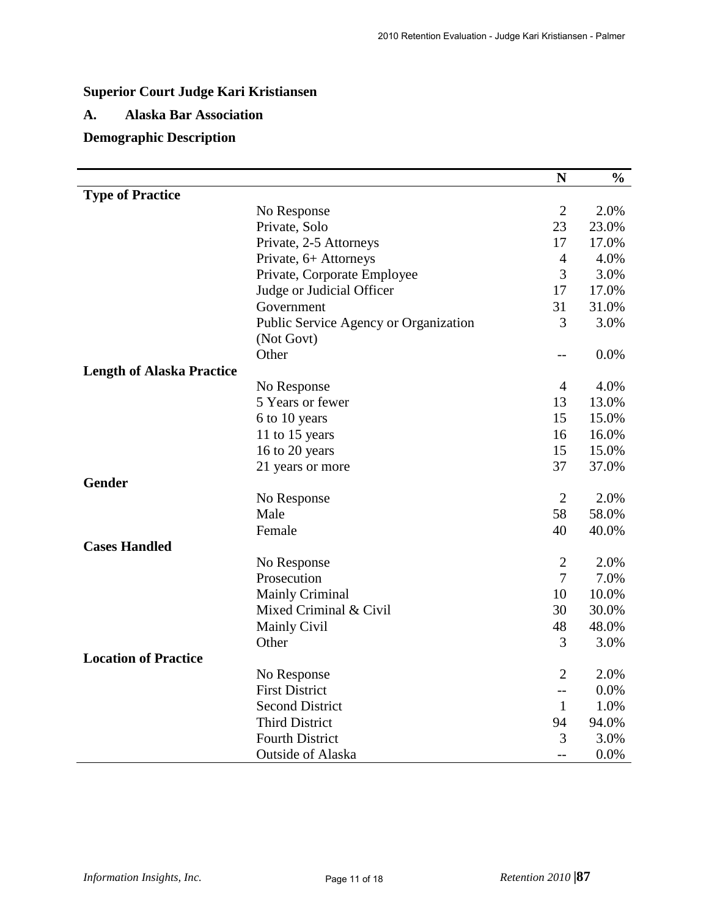## Superior Court Judge Kari Kristiansen

### A. Alaska Bar Association

### Demographic Description

| | | N | % |
|---|---|---|---|
| **Type of Practice** | | | |
| | No Response | 2 | 2.0% |
| | Private, Solo | 23 | 23.0% |
| | Private, 2-5 Attorneys | 17 | 17.0% |
| | Private, 6+ Attorneys | 4 | 4.0% |
| | Private, Corporate Employee | 3 | 3.0% |
| | Judge or Judicial Officer | 17 | 17.0% |
| | Government | 31 | 31.0% |
| | Public Service Agency or Organization (Not Govt) | 3 | 3.0% |
| | Other | -- | 0.0% |
| **Length of Alaska Practice** | | | |
| | No Response | 4 | 4.0% |
| | 5 Years or fewer | 13 | 13.0% |
| | 6 to 10 years | 15 | 15.0% |
| | 11 to 15 years | 16 | 16.0% |
| | 16 to 20 years | 15 | 15.0% |
| | 21 years or more | 37 | 37.0% |
| **Gender** | | | |
| | No Response | 2 | 2.0% |
| | Male | 58 | 58.0% |
| | Female | 40 | 40.0% |
| **Cases Handled** | | | |
| | No Response | 2 | 2.0% |
| | Prosecution | 7 | 7.0% |
| | Mainly Criminal | 10 | 10.0% |
| | Mixed Criminal & Civil | 30 | 30.0% |
| | Mainly Civil | 48 | 48.0% |
| | Other | 3 | 3.0% |
| **Location of Practice** | | | |
| | No Response | 2 | 2.0% |
| | First District | -- | 0.0% |
| | Second District | 1 | 1.0% |
| | Third District | 94 | 94.0% |
| | Fourth District | 3 | 3.0% |
| | Outside of Alaska | -- | 0.0% |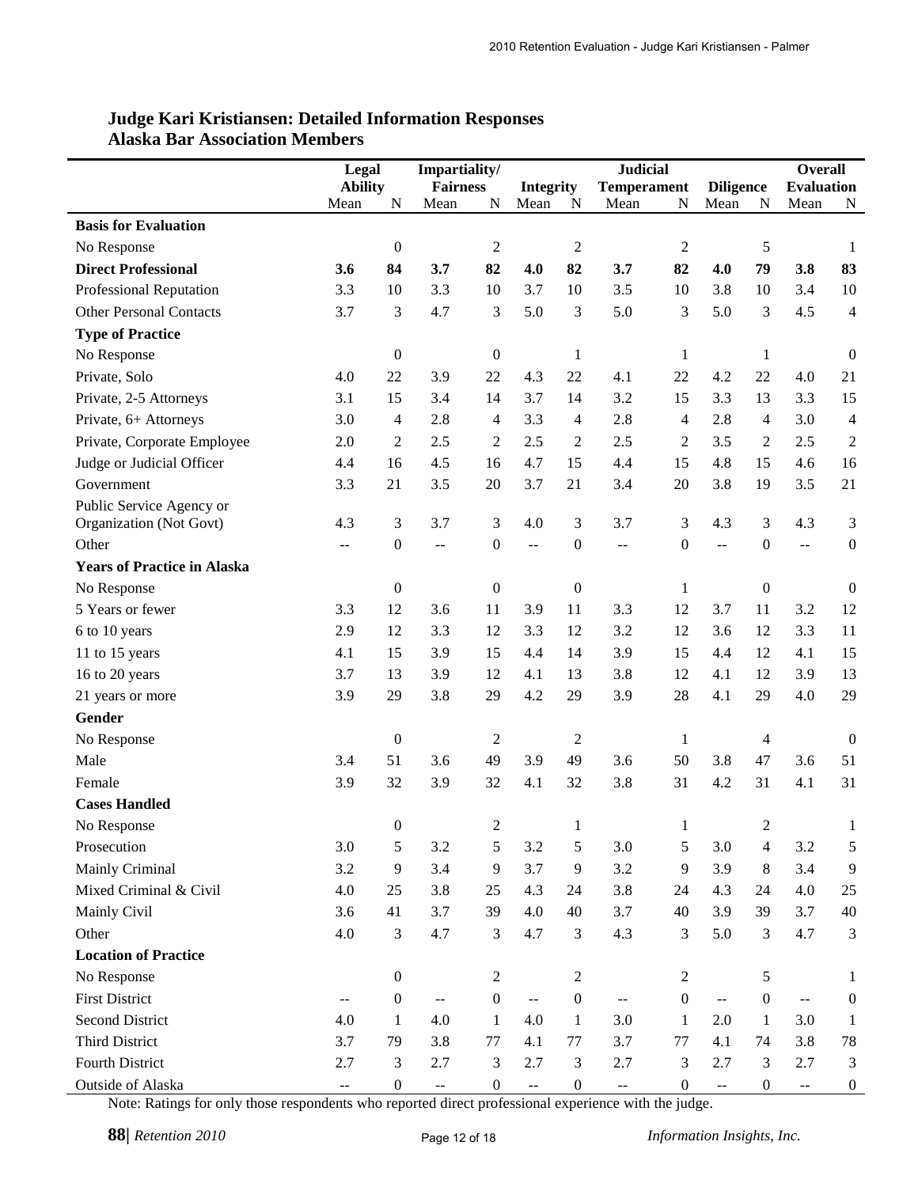## Judge Kari Kristiansen: Detailed Information Responses
## Alaska Bar Association Members

| | Legal Ability | | Impartiality/ Fairness | | Integrity | | Judicial Temperament | | Diligence | | Overall Evaluation | |
|---|---|---|---|---|---|---|---|---|---|---|---|---|
| | Mean | N | Mean | N | Mean | N | Mean | N | Mean | N | Mean | N |
| **Basis for Evaluation** | | | | | | | | | | | | |
| No Response | | 0 | | 2 | | 2 | | 2 | | 5 | | 1 |
| **Direct Professional** | **3.6** | **84** | **3.7** | **82** | **4.0** | **82** | **3.7** | **82** | **4.0** | **79** | **3.8** | **83** |
| Professional Reputation | 3.3 | 10 | 3.3 | 10 | 3.7 | 10 | 3.5 | 10 | 3.8 | 10 | 3.4 | 10 |
| Other Personal Contacts | 3.7 | 3 | 4.7 | 3 | 5.0 | 3 | 5.0 | 3 | 5.0 | 3 | 4.5 | 4 |
| **Type of Practice** | | | | | | | | | | | | |
| No Response | | 0 | | 0 | | 1 | | 1 | | 1 | | 0 |
| Private, Solo | 4.0 | 22 | 3.9 | 22 | 4.3 | 22 | 4.1 | 22 | 4.2 | 22 | 4.0 | 21 |
| Private, 2-5 Attorneys | 3.1 | 15 | 3.4 | 14 | 3.7 | 14 | 3.2 | 15 | 3.3 | 13 | 3.3 | 15 |
| Private, 6+ Attorneys | 3.0 | 4 | 2.8 | 4 | 3.3 | 4 | 2.8 | 4 | 2.8 | 4 | 3.0 | 4 |
| Private, Corporate Employee | 2.0 | 2 | 2.5 | 2 | 2.5 | 2 | 2.5 | 2 | 3.5 | 2 | 2.5 | 2 |
| Judge or Judicial Officer | 4.4 | 16 | 4.5 | 16 | 4.7 | 15 | 4.4 | 15 | 4.8 | 15 | 4.6 | 16 |
| Government | 3.3 | 21 | 3.5 | 20 | 3.7 | 21 | 3.4 | 20 | 3.8 | 19 | 3.5 | 21 |
| Public Service Agency or Organization (Not Govt) | 4.3 | 3 | 3.7 | 3 | 4.0 | 3 | 3.7 | 3 | 4.3 | 3 | 4.3 | 3 |
| Other | -- | 0 | -- | 0 | -- | 0 | -- | 0 | -- | 0 | -- | 0 |
| **Years of Practice in Alaska** | | | | | | | | | | | | |
| No Response | | 0 | | 0 | | 0 | | 1 | | 0 | | 0 |
| 5 Years or fewer | 3.3 | 12 | 3.6 | 11 | 3.9 | 11 | 3.3 | 12 | 3.7 | 11 | 3.2 | 12 |
| 6 to 10 years | 2.9 | 12 | 3.3 | 12 | 3.3 | 12 | 3.2 | 12 | 3.6 | 12 | 3.3 | 11 |
| 11 to 15 years | 4.1 | 15 | 3.9 | 15 | 4.4 | 14 | 3.9 | 15 | 4.4 | 12 | 4.1 | 15 |
| 16 to 20 years | 3.7 | 13 | 3.9 | 12 | 4.1 | 13 | 3.8 | 12 | 4.1 | 12 | 3.9 | 13 |
| 21 years or more | 3.9 | 29 | 3.8 | 29 | 4.2 | 29 | 3.9 | 28 | 4.1 | 29 | 4.0 | 29 |
| **Gender** | | | | | | | | | | | | |
| No Response | | 0 | | 2 | | 2 | | 1 | | 4 | | 0 |
| Male | 3.4 | 51 | 3.6 | 49 | 3.9 | 49 | 3.6 | 50 | 3.8 | 47 | 3.6 | 51 |
| Female | 3.9 | 32 | 3.9 | 32 | 4.1 | 32 | 3.8 | 31 | 4.2 | 31 | 4.1 | 31 |
| **Cases Handled** | | | | | | | | | | | | |
| No Response | | 0 | | 2 | | 1 | | 1 | | 2 | | 1 |
| Prosecution | 3.0 | 5 | 3.2 | 5 | 3.2 | 5 | 3.0 | 5 | 3.0 | 4 | 3.2 | 5 |
| Mainly Criminal | 3.2 | 9 | 3.4 | 9 | 3.7 | 9 | 3.2 | 9 | 3.9 | 8 | 3.4 | 9 |
| Mixed Criminal & Civil | 4.0 | 25 | 3.8 | 25 | 4.3 | 24 | 3.8 | 24 | 4.3 | 24 | 4.0 | 25 |
| Mainly Civil | 3.6 | 41 | 3.7 | 39 | 4.0 | 40 | 3.7 | 40 | 3.9 | 39 | 3.7 | 40 |
| Other | 4.0 | 3 | 4.7 | 3 | 4.7 | 3 | 4.3 | 3 | 5.0 | 3 | 4.7 | 3 |
| **Location of Practice** | | | | | | | | | | | | |
| No Response | | 0 | | 2 | | 2 | | 2 | | 5 | | 1 |
| First District | -- | 0 | -- | 0 | -- | 0 | -- | 0 | -- | 0 | -- | 0 |
| Second District | 4.0 | 1 | 4.0 | 1 | 4.0 | 1 | 3.0 | 1 | 2.0 | 1 | 3.0 | 1 |
| Third District | 3.7 | 79 | 3.8 | 77 | 4.1 | 77 | 3.7 | 77 | 4.1 | 74 | 3.8 | 78 |
| Fourth District | 2.7 | 3 | 2.7 | 3 | 2.7 | 3 | 2.7 | 3 | 2.7 | 3 | 2.7 | 3 |
| Outside of Alaska | -- | 0 | -- | 0 | -- | 0 | -- | 0 | -- | 0 | -- | 0 |

Note: Ratings for only those respondents who reported direct professional experience with the judge.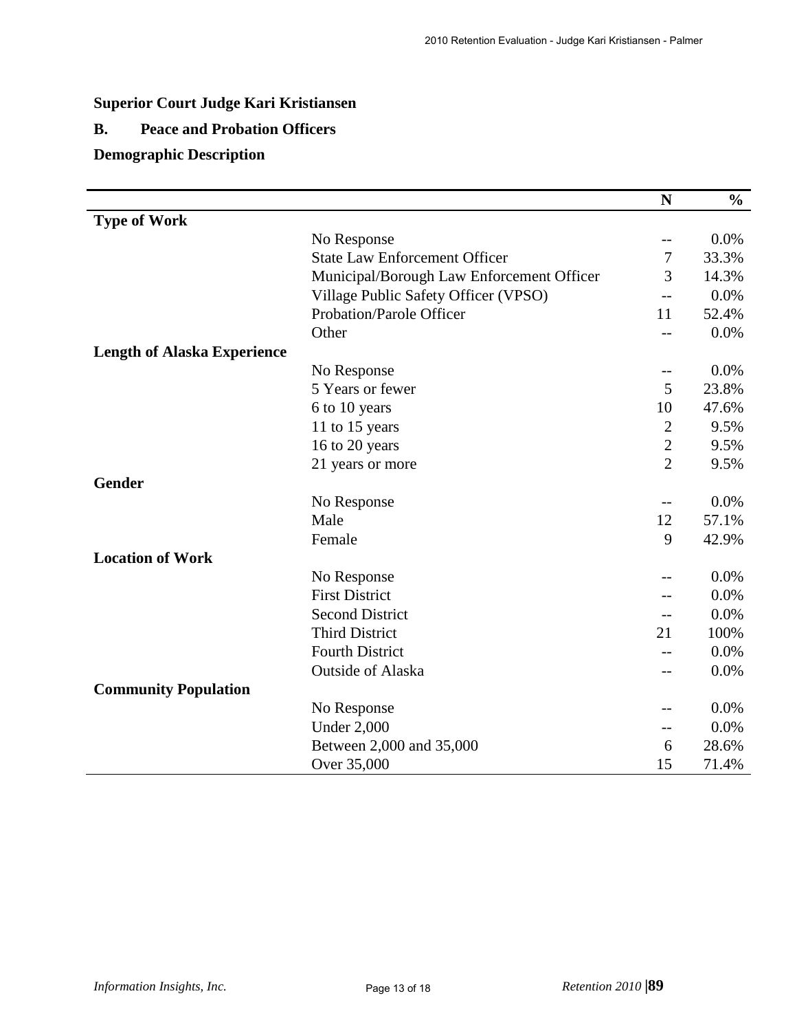**Superior Court Judge Kari Kristiansen**

**B. Peace and Probation Officers**

**Demographic Description**

| | | N | % |
|---|---|---|---|
| **Type of Work** | | | |
| | No Response | -- | 0.0% |
| | State Law Enforcement Officer | 7 | 33.3% |
| | Municipal/Borough Law Enforcement Officer | 3 | 14.3% |
| | Village Public Safety Officer (VPSO) | -- | 0.0% |
| | Probation/Parole Officer | 11 | 52.4% |
| | Other | -- | 0.0% |
| **Length of Alaska Experience** | | | |
| | No Response | -- | 0.0% |
| | 5 Years or fewer | 5 | 23.8% |
| | 6 to 10 years | 10 | 47.6% |
| | 11 to 15 years | 2 | 9.5% |
| | 16 to 20 years | 2 | 9.5% |
| | 21 years or more | 2 | 9.5% |
| **Gender** | | | |
| | No Response | -- | 0.0% |
| | Male | 12 | 57.1% |
| | Female | 9 | 42.9% |
| **Location of Work** | | | |
| | No Response | -- | 0.0% |
| | First District | -- | 0.0% |
| | Second District | -- | 0.0% |
| | Third District | 21 | 100% |
| | Fourth District | -- | 0.0% |
| | Outside of Alaska | -- | 0.0% |
| **Community Population** | | | |
| | No Response | -- | 0.0% |
| | Under 2,000 | -- | 0.0% |
| | Between 2,000 and 35,000 | 6 | 28.6% |
| | Over 35,000 | 15 | 71.4% |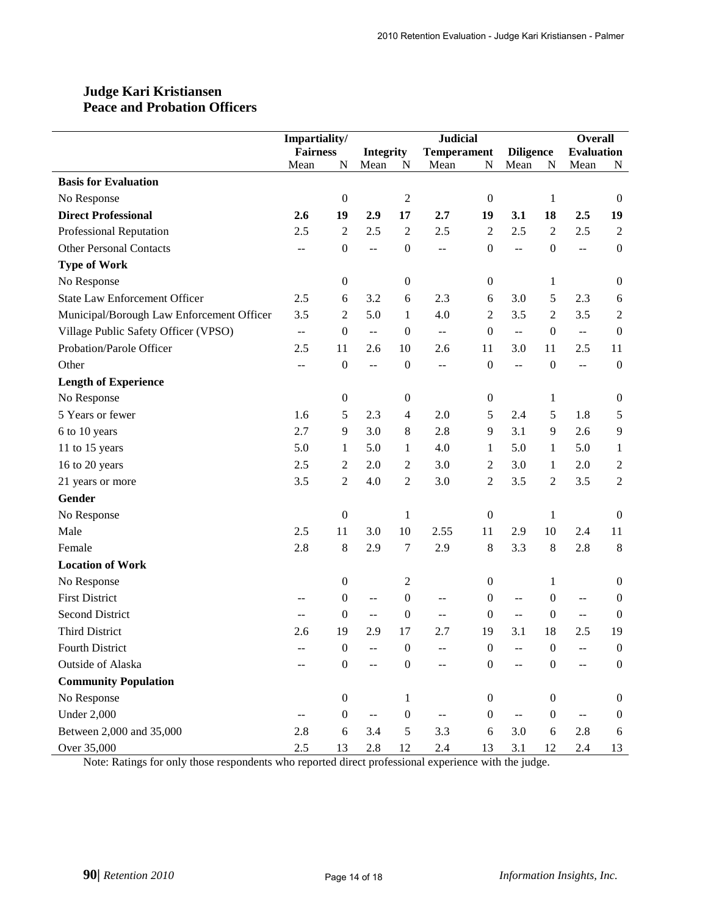## Judge Kari Kristiansen
## Peace and Probation Officers

| | Impartiality/ Fairness | | Integrity | | Judicial Temperament | | Diligence | | Overall Evaluation | |
|---|---|---|---|---|---|---|---|---|---|---|
| | Mean | N | Mean | N | Mean | N | Mean | N | Mean | N |
| **Basis for Evaluation** | | | | | | | | | | |
| No Response | | 0 | | 2 | | 0 | | 1 | | 0 |
| **Direct Professional** | **2.6** | **19** | **2.9** | **17** | **2.7** | **19** | **3.1** | **18** | **2.5** | **19** |
| Professional Reputation | 2.5 | 2 | 2.5 | 2 | 2.5 | 2 | 2.5 | 2 | 2.5 | 2 |
| Other Personal Contacts | -- | 0 | -- | 0 | -- | 0 | -- | 0 | -- | 0 |
| **Type of Work** | | | | | | | | | | |
| No Response | | 0 | | 0 | | 0 | | 1 | | 0 |
| State Law Enforcement Officer | 2.5 | 6 | 3.2 | 6 | 2.3 | 6 | 3.0 | 5 | 2.3 | 6 |
| Municipal/Borough Law Enforcement Officer | 3.5 | 2 | 5.0 | 1 | 4.0 | 2 | 3.5 | 2 | 3.5 | 2 |
| Village Public Safety Officer (VPSO) | -- | 0 | -- | 0 | -- | 0 | -- | 0 | -- | 0 |
| Probation/Parole Officer | 2.5 | 11 | 2.6 | 10 | 2.6 | 11 | 3.0 | 11 | 2.5 | 11 |
| Other | -- | 0 | -- | 0 | -- | 0 | -- | 0 | -- | 0 |
| **Length of Experience** | | | | | | | | | | |
| No Response | | 0 | | 0 | | 0 | | 1 | | 0 |
| 5 Years or fewer | 1.6 | 5 | 2.3 | 4 | 2.0 | 5 | 2.4 | 5 | 1.8 | 5 |
| 6 to 10 years | 2.7 | 9 | 3.0 | 8 | 2.8 | 9 | 3.1 | 9 | 2.6 | 9 |
| 11 to 15 years | 5.0 | 1 | 5.0 | 1 | 4.0 | 1 | 5.0 | 1 | 5.0 | 1 |
| 16 to 20 years | 2.5 | 2 | 2.0 | 2 | 3.0 | 2 | 3.0 | 1 | 2.0 | 2 |
| 21 years or more | 3.5 | 2 | 4.0 | 2 | 3.0 | 2 | 3.5 | 2 | 3.5 | 2 |
| **Gender** | | | | | | | | | | |
| No Response | | 0 | | 1 | | 0 | | 1 | | 0 |
| Male | 2.5 | 11 | 3.0 | 10 | 2.55 | 11 | 2.9 | 10 | 2.4 | 11 |
| Female | 2.8 | 8 | 2.9 | 7 | 2.9 | 8 | 3.3 | 8 | 2.8 | 8 |
| **Location of Work** | | | | | | | | | | |
| No Response | | 0 | | 2 | | 0 | | 1 | | 0 |
| First District | -- | 0 | -- | 0 | -- | 0 | -- | 0 | -- | 0 |
| Second District | -- | 0 | -- | 0 | -- | 0 | -- | 0 | -- | 0 |
| Third District | 2.6 | 19 | 2.9 | 17 | 2.7 | 19 | 3.1 | 18 | 2.5 | 19 |
| Fourth District | -- | 0 | -- | 0 | -- | 0 | -- | 0 | -- | 0 |
| Outside of Alaska | -- | 0 | -- | 0 | -- | 0 | -- | 0 | -- | 0 |
| **Community Population** | | | | | | | | | | |
| No Response | | 0 | | 1 | | 0 | | 0 | | 0 |
| Under 2,000 | -- | 0 | -- | 0 | -- | 0 | -- | 0 | -- | 0 |
| Between 2,000 and 35,000 | 2.8 | 6 | 3.4 | 5 | 3.3 | 6 | 3.0 | 6 | 2.8 | 6 |
| Over 35,000 | 2.5 | 13 | 2.8 | 12 | 2.4 | 13 | 3.1 | 12 | 2.4 | 13 |

Note: Ratings for only those respondents who reported direct professional experience with the judge.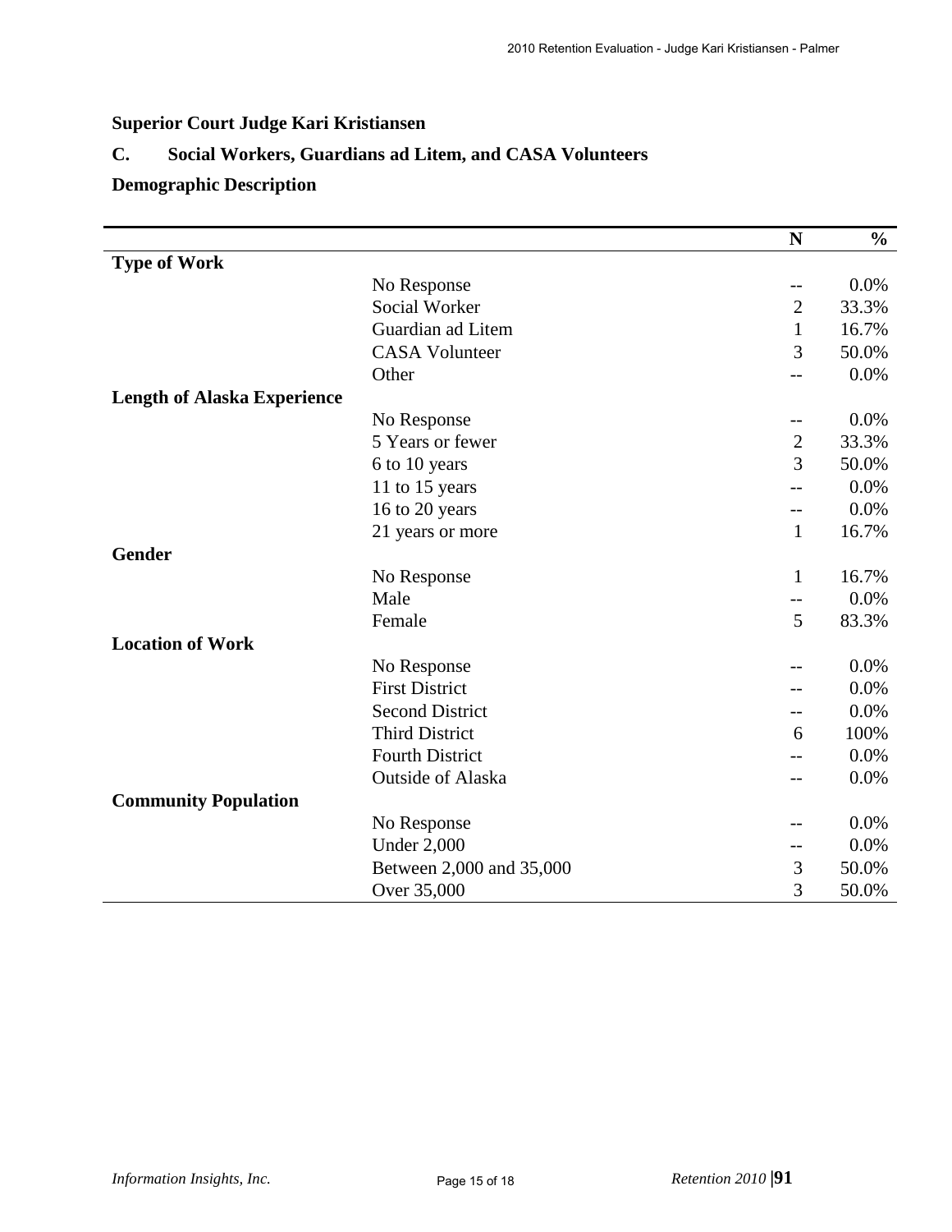## Superior Court Judge Kari Kristiansen

### C. Social Workers, Guardians ad Litem, and CASA Volunteers

### Demographic Description

| | | N | % |
|---|---|---|---|
| **Type of Work** | | | |
| | No Response | -- | 0.0% |
| | Social Worker | 2 | 33.3% |
| | Guardian ad Litem | 1 | 16.7% |
| | CASA Volunteer | 3 | 50.0% |
| | Other | -- | 0.0% |
| **Length of Alaska Experience** | | | |
| | No Response | -- | 0.0% |
| | 5 Years or fewer | 2 | 33.3% |
| | 6 to 10 years | 3 | 50.0% |
| | 11 to 15 years | -- | 0.0% |
| | 16 to 20 years | -- | 0.0% |
| | 21 years or more | 1 | 16.7% |
| **Gender** | | | |
| | No Response | 1 | 16.7% |
| | Male | -- | 0.0% |
| | Female | 5 | 83.3% |
| **Location of Work** | | | |
| | No Response | -- | 0.0% |
| | First District | -- | 0.0% |
| | Second District | -- | 0.0% |
| | Third District | 6 | 100% |
| | Fourth District | -- | 0.0% |
| | Outside of Alaska | -- | 0.0% |
| **Community Population** | | | |
| | No Response | -- | 0.0% |
| | Under 2,000 | -- | 0.0% |
| | Between 2,000 and 35,000 | 3 | 50.0% |
| | Over 35,000 | 3 | 50.0% |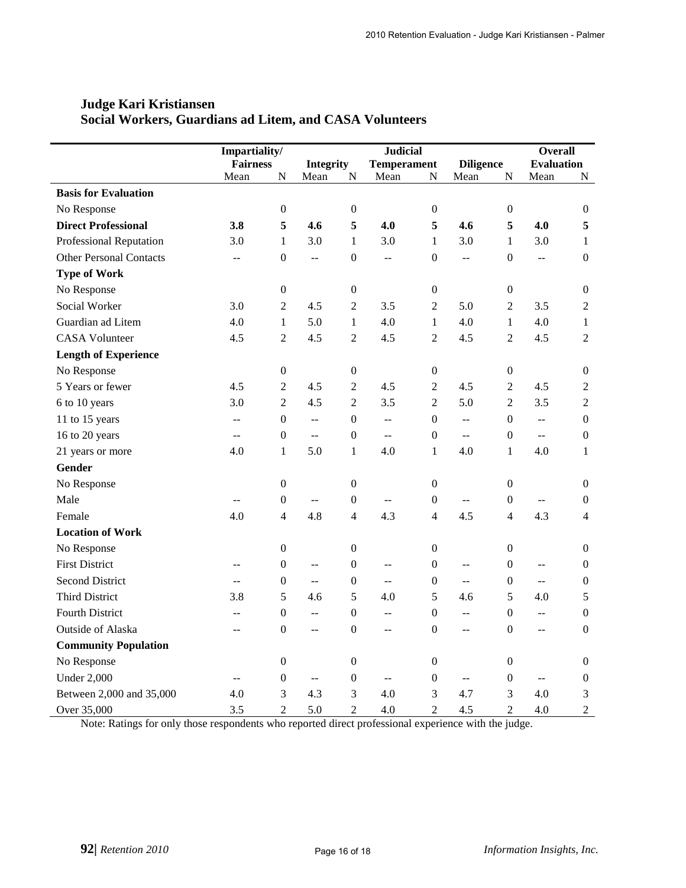## Judge Kari Kristiansen
## Social Workers, Guardians ad Litem, and CASA Volunteers

| | Impartiality/ Fairness | | Integrity | | Judicial Temperament | | Diligence | | Overall Evaluation | |
|---|---|---|---|---|---|---|---|---|---|---|
| | Mean | N | Mean | N | Mean | N | Mean | N | Mean | N |
| **Basis for Evaluation** | | | | | | | | | | |
| No Response | | 0 | | 0 | | 0 | | 0 | | 0 |
| **Direct Professional** | **3.8** | **5** | **4.6** | **5** | **4.0** | **5** | **4.6** | **5** | **4.0** | **5** |
| Professional Reputation | 3.0 | 1 | 3.0 | 1 | 3.0 | 1 | 3.0 | 1 | 3.0 | 1 |
| Other Personal Contacts | -- | 0 | -- | 0 | -- | 0 | -- | 0 | -- | 0 |
| **Type of Work** | | | | | | | | | | |
| No Response | | 0 | | 0 | | 0 | | 0 | | 0 |
| Social Worker | 3.0 | 2 | 4.5 | 2 | 3.5 | 2 | 5.0 | 2 | 3.5 | 2 |
| Guardian ad Litem | 4.0 | 1 | 5.0 | 1 | 4.0 | 1 | 4.0 | 1 | 4.0 | 1 |
| CASA Volunteer | 4.5 | 2 | 4.5 | 2 | 4.5 | 2 | 4.5 | 2 | 4.5 | 2 |
| **Length of Experience** | | | | | | | | | | |
| No Response | | 0 | | 0 | | 0 | | 0 | | 0 |
| 5 Years or fewer | 4.5 | 2 | 4.5 | 2 | 4.5 | 2 | 4.5 | 2 | 4.5 | 2 |
| 6 to 10 years | 3.0 | 2 | 4.5 | 2 | 3.5 | 2 | 5.0 | 2 | 3.5 | 2 |
| 11 to 15 years | -- | 0 | -- | 0 | -- | 0 | -- | 0 | -- | 0 |
| 16 to 20 years | -- | 0 | -- | 0 | -- | 0 | -- | 0 | -- | 0 |
| 21 years or more | 4.0 | 1 | 5.0 | 1 | 4.0 | 1 | 4.0 | 1 | 4.0 | 1 |
| **Gender** | | | | | | | | | | |
| No Response | | 0 | | 0 | | 0 | | 0 | | 0 |
| Male | -- | 0 | -- | 0 | -- | 0 | -- | 0 | -- | 0 |
| Female | 4.0 | 4 | 4.8 | 4 | 4.3 | 4 | 4.5 | 4 | 4.3 | 4 |
| **Location of Work** | | | | | | | | | | |
| No Response | | 0 | | 0 | | 0 | | 0 | | 0 |
| First District | -- | 0 | -- | 0 | -- | 0 | -- | 0 | -- | 0 |
| Second District | -- | 0 | -- | 0 | -- | 0 | -- | 0 | -- | 0 |
| Third District | 3.8 | 5 | 4.6 | 5 | 4.0 | 5 | 4.6 | 5 | 4.0 | 5 |
| Fourth District | -- | 0 | -- | 0 | -- | 0 | -- | 0 | -- | 0 |
| Outside of Alaska | -- | 0 | -- | 0 | -- | 0 | -- | 0 | -- | 0 |
| **Community Population** | | | | | | | | | | |
| No Response | | 0 | | 0 | | 0 | | 0 | | 0 |
| Under 2,000 | -- | 0 | -- | 0 | -- | 0 | -- | 0 | -- | 0 |
| Between 2,000 and 35,000 | 4.0 | 3 | 4.3 | 3 | 4.0 | 3 | 4.7 | 3 | 4.0 | 3 |
| Over 35,000 | 3.5 | 2 | 5.0 | 2 | 4.0 | 2 | 4.5 | 2 | 4.0 | 2 |

Note: Ratings for only those respondents who reported direct professional experience with the judge.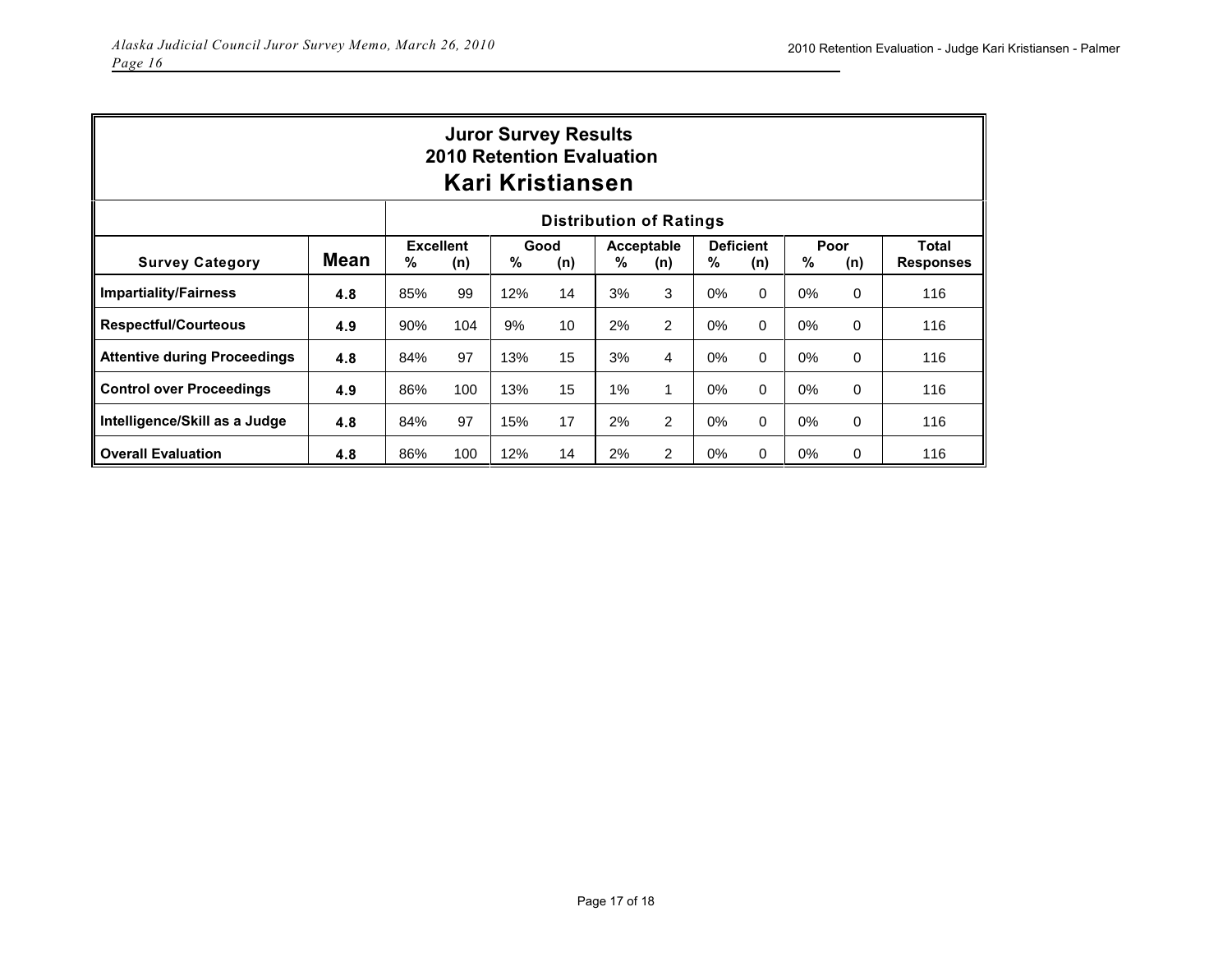## Juror Survey Results
## 2010 Retention Evaluation
# Kari Kristiansen

| | | Distribution of Ratings | | | | | | | | | | |
|---|---|---|---|---|---|---|---|---|---|---|---|---|
| | | Excellent | | Good | | Acceptable | | Deficient | | Poor | | |
| **Survey Category** | **Mean** | % | (n) | % | (n) | % | (n) | % | (n) | % | (n) | **Total Responses** |
| **Impartiality/Fairness** | 4.8 | 85% | 99 | 12% | 14 | 3% | 3 | 0% | 0 | 0% | 0 | 116 |
| **Respectful/Courteous** | 4.9 | 90% | 104 | 9% | 10 | 2% | 2 | 0% | 0 | 0% | 0 | 116 |
| **Attentive during Proceedings** | 4.8 | 84% | 97 | 13% | 15 | 3% | 4 | 0% | 0 | 0% | 0 | 116 |
| **Control over Proceedings** | 4.9 | 86% | 100 | 13% | 15 | 1% | 1 | 0% | 0 | 0% | 0 | 116 |
| **Intelligence/Skill as a Judge** | 4.8 | 84% | 97 | 15% | 17 | 2% | 2 | 0% | 0 | 0% | 0 | 116 |
| **Overall Evaluation** | 4.8 | 86% | 100 | 12% | 14 | 2% | 2 | 0% | 0 | 0% | 0 | 116 |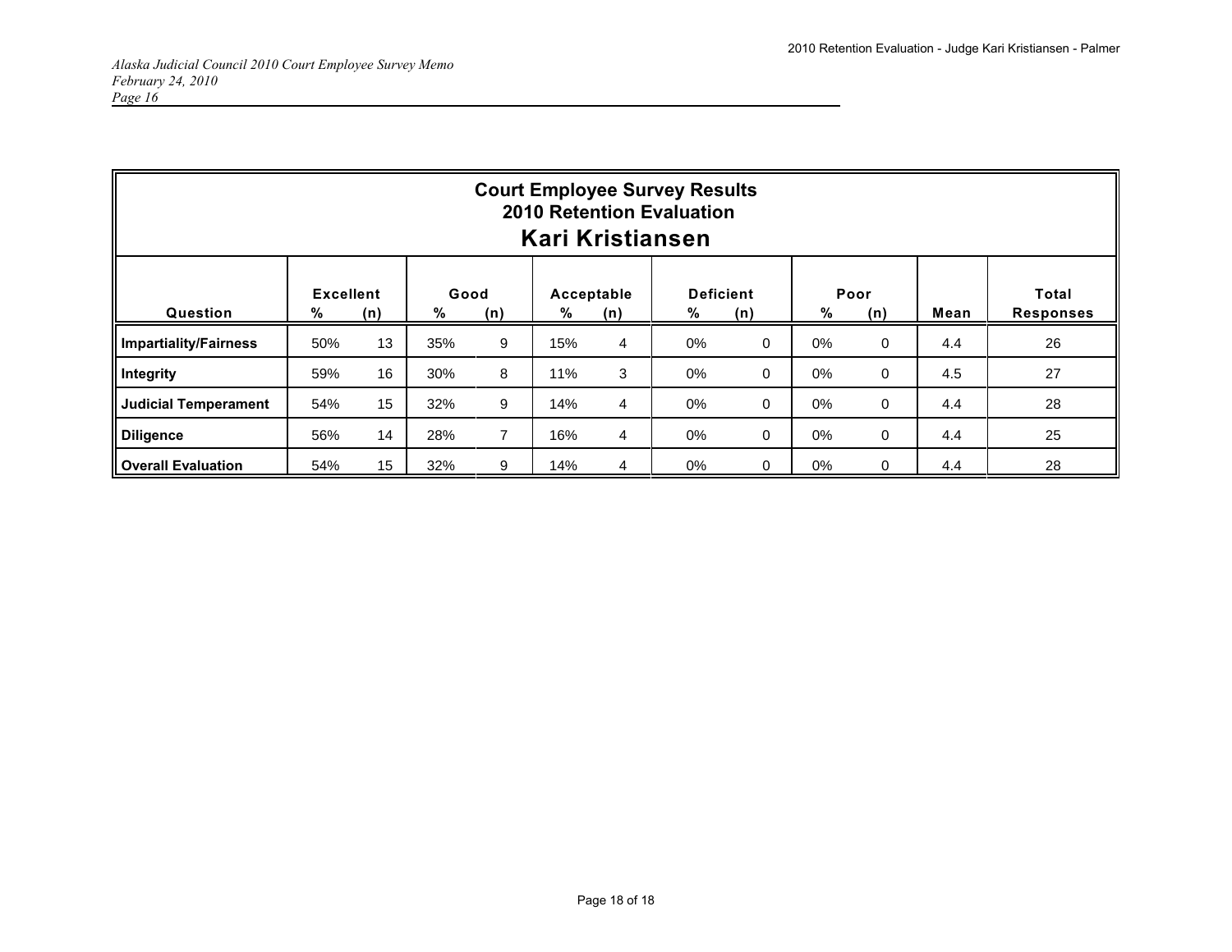*Alaska Judicial Council 2010 Court Employee Survey Memo*
*February 24, 2010*
*Page 16*

| Court Employee Survey Results 2010 Retention Evaluation **Kari Kristiansen** | | | | | | | | | | | | |
|---|---|---|---|---|---|---|---|---|---|---|---|---|
| | Excellent | | Good | | Acceptable | | Deficient | | Poor | | | Total |
| Question | % | (n) | % | (n) | % | (n) | % | (n) | % | (n) | Mean | Responses |
| **Impartiality/Fairness** | 50% | 13 | 35% | 9 | 15% | 4 | 0% | 0 | 0% | 0 | 4.4 | 26 |
| **Integrity** | 59% | 16 | 30% | 8 | 11% | 3 | 0% | 0 | 0% | 0 | 4.5 | 27 |
| **Judicial Temperament** | 54% | 15 | 32% | 9 | 14% | 4 | 0% | 0 | 0% | 0 | 4.4 | 28 |
| **Diligence** | 56% | 14 | 28% | 7 | 16% | 4 | 0% | 0 | 0% | 0 | 4.4 | 25 |
| **Overall Evaluation** | 54% | 15 | 32% | 9 | 14% | 4 | 0% | 0 | 0% | 0 | 4.4 | 28 |